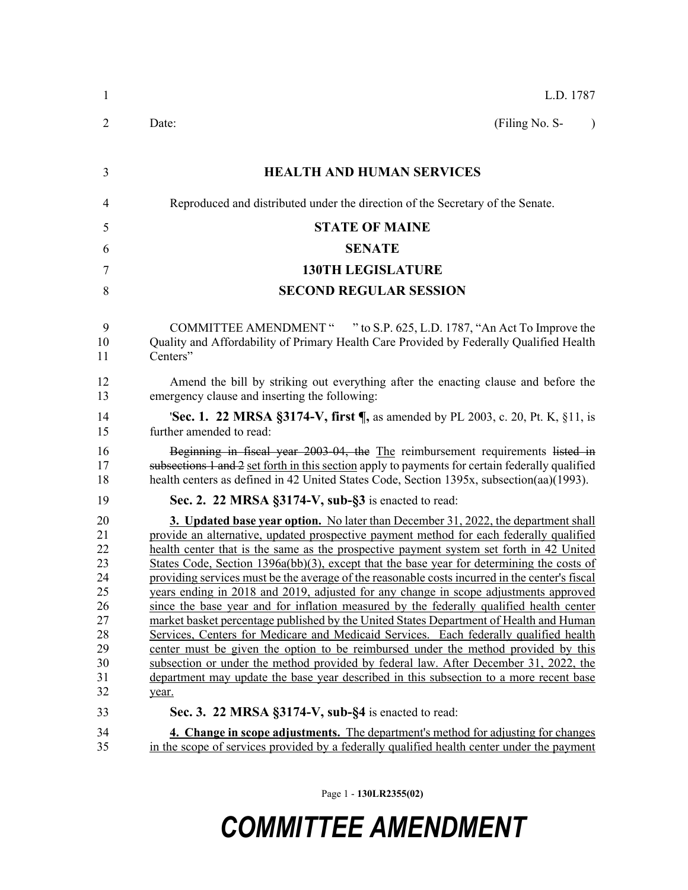L.D. 1787

Date: (Filing No. S- )

**HEALTH AND HUMAN SERVICES**

Reproduced and distributed under the direction of the Secretary of the Senate.

**STATE OF MAINE**

**SENATE**

**130TH LEGISLATURE**

**SECOND REGULAR SESSION**

COMMITTEE AMENDMENT " " to S.P. 625, L.D. 1787, "An Act To Improve the Quality and Affordability of Primary Health Care Provided by Federally Qualified Health Centers"

Amend the bill by striking out everything after the enacting clause and before the emergency clause and inserting the following:

'**Sec. 1. 22 MRSA §3174-V, first ¶,** as amended by PL 2003, c. 20, Pt. K, §11, is further amended to read:

~~Beginning in fiscal year 2003-04, the~~ The reimbursement requirements ~~listed in subsections 1 and 2~~ set forth in this section apply to payments for certain federally qualified health centers as defined in 42 United States Code, Section 1395x, subsection(aa)(1993).

**Sec. 2. 22 MRSA §3174-V, sub-§3** is enacted to read:

**3. Updated base year option.** No later than December 31, 2022, the department shall provide an alternative, updated prospective payment method for each federally qualified health center that is the same as the prospective payment system set forth in 42 United States Code, Section 1396a(bb)(3), except that the base year for determining the costs of providing services must be the average of the reasonable costs incurred in the center's fiscal years ending in 2018 and 2019, adjusted for any change in scope adjustments approved since the base year and for inflation measured by the federally qualified health center market basket percentage published by the United States Department of Health and Human Services, Centers for Medicare and Medicaid Services. Each federally qualified health center must be given the option to be reimbursed under the method provided by this subsection or under the method provided by federal law. After December 31, 2022, the department may update the base year described in this subsection to a more recent base year.

**Sec. 3. 22 MRSA §3174-V, sub-§4** is enacted to read:

**4. Change in scope adjustments.** The department's method for adjusting for changes in the scope of services provided by a federally qualified health center under the payment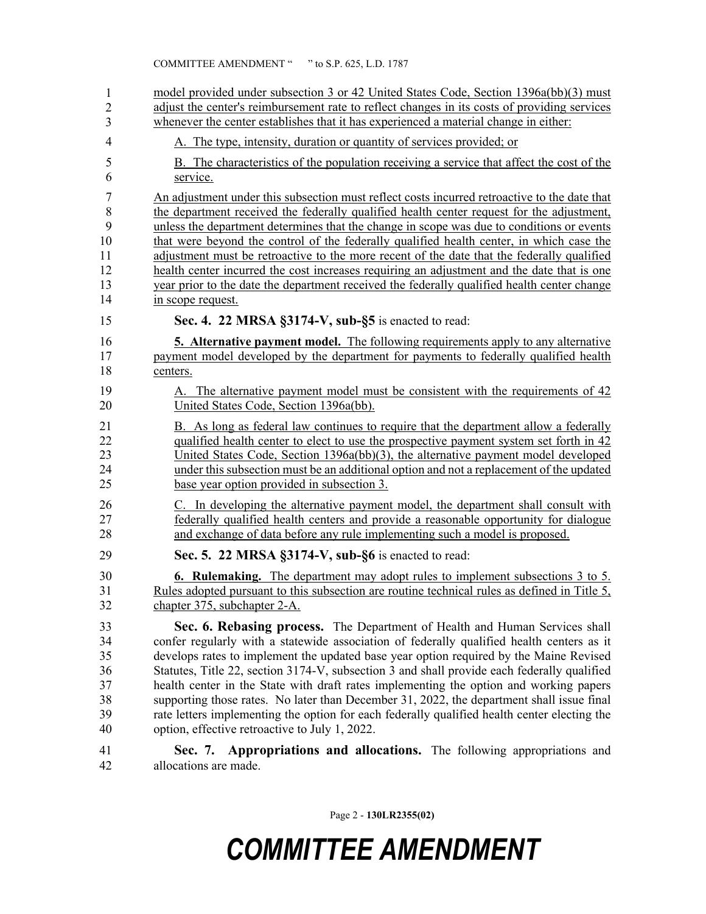model provided under subsection 3 or 42 United States Code, Section 1396a(bb)(3) must adjust the center's reimbursement rate to reflect changes in its costs of providing services whenever the center establishes that it has experienced a material change in either:

A. The type, intensity, duration or quantity of services provided; or

B. The characteristics of the population receiving a service that affect the cost of the service.

An adjustment under this subsection must reflect costs incurred retroactive to the date that the department received the federally qualified health center request for the adjustment, unless the department determines that the change in scope was due to conditions or events that were beyond the control of the federally qualified health center, in which case the adjustment must be retroactive to the more recent of the date that the federally qualified health center incurred the cost increases requiring an adjustment and the date that is one year prior to the date the department received the federally qualified health center change in scope request.

**Sec. 4. 22 MRSA §3174-V, sub-§5** is enacted to read:

**5. Alternative payment model.** The following requirements apply to any alternative payment model developed by the department for payments to federally qualified health centers.

A. The alternative payment model must be consistent with the requirements of 42 United States Code, Section 1396a(bb).

B. As long as federal law continues to require that the department allow a federally qualified health center to elect to use the prospective payment system set forth in 42 United States Code, Section 1396a(bb)(3), the alternative payment model developed under this subsection must be an additional option and not a replacement of the updated base year option provided in subsection 3.

C. In developing the alternative payment model, the department shall consult with federally qualified health centers and provide a reasonable opportunity for dialogue and exchange of data before any rule implementing such a model is proposed.

**Sec. 5. 22 MRSA §3174-V, sub-§6** is enacted to read:

**6. Rulemaking.** The department may adopt rules to implement subsections 3 to 5. Rules adopted pursuant to this subsection are routine technical rules as defined in Title 5, chapter 375, subchapter 2-A.

**Sec. 6. Rebasing process.** The Department of Health and Human Services shall confer regularly with a statewide association of federally qualified health centers as it develops rates to implement the updated base year option required by the Maine Revised Statutes, Title 22, section 3174-V, subsection 3 and shall provide each federally qualified health center in the State with draft rates implementing the option and working papers supporting those rates. No later than December 31, 2022, the department shall issue final rate letters implementing the option for each federally qualified health center electing the option, effective retroactive to July 1, 2022.

**Sec. 7. Appropriations and allocations.** The following appropriations and allocations are made.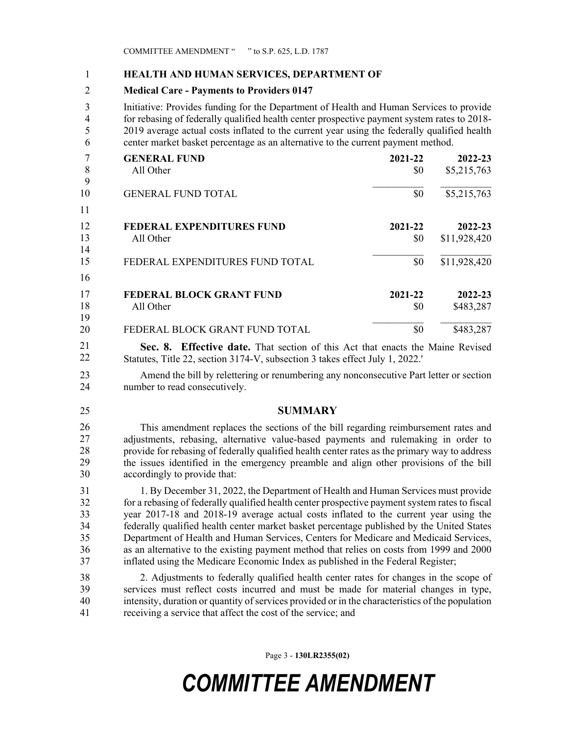**HEALTH AND HUMAN SERVICES, DEPARTMENT OF**

**Medical Care - Payments to Providers 0147**

Initiative: Provides funding for the Department of Health and Human Services to provide for rebasing of federally qualified health center prospective payment system rates to 2018-2019 average actual costs inflated to the current year using the federally qualified health center market basket percentage as an alternative to the current payment method.

| **GENERAL FUND** | **2021-22** | **2022-23** |
|---|---|---|
| All Other | $0 | $5,215,763 |
| GENERAL FUND TOTAL | $0 | $5,215,763 |

| **FEDERAL EXPENDITURES FUND** | **2021-22** | **2022-23** |
|---|---|---|
| All Other | $0 | $11,928,420 |
| FEDERAL EXPENDITURES FUND TOTAL | $0 | $11,928,420 |

| **FEDERAL BLOCK GRANT FUND** | **2021-22** | **2022-23** |
|---|---|---|
| All Other | $0 | $483,287 |
| FEDERAL BLOCK GRANT FUND TOTAL | $0 | $483,287 |

**Sec. 8. Effective date.** That section of this Act that enacts the Maine Revised Statutes, Title 22, section 3174-V, subsection 3 takes effect July 1, 2022.'

Amend the bill by relettering or renumbering any nonconsecutive Part letter or section number to read consecutively.

## SUMMARY

This amendment replaces the sections of the bill regarding reimbursement rates and adjustments, rebasing, alternative value-based payments and rulemaking in order to provide for rebasing of federally qualified health center rates as the primary way to address the issues identified in the emergency preamble and align other provisions of the bill accordingly to provide that:

1. By December 31, 2022, the Department of Health and Human Services must provide for a rebasing of federally qualified health center prospective payment system rates to fiscal year 2017-18 and 2018-19 average actual costs inflated to the current year using the federally qualified health center market basket percentage published by the United States Department of Health and Human Services, Centers for Medicare and Medicaid Services, as an alternative to the existing payment method that relies on costs from 1999 and 2000 inflated using the Medicare Economic Index as published in the Federal Register;

2. Adjustments to federally qualified health center rates for changes in the scope of services must reflect costs incurred and must be made for material changes in type, intensity, duration or quantity of services provided or in the characteristics of the population receiving a service that affect the cost of the service; and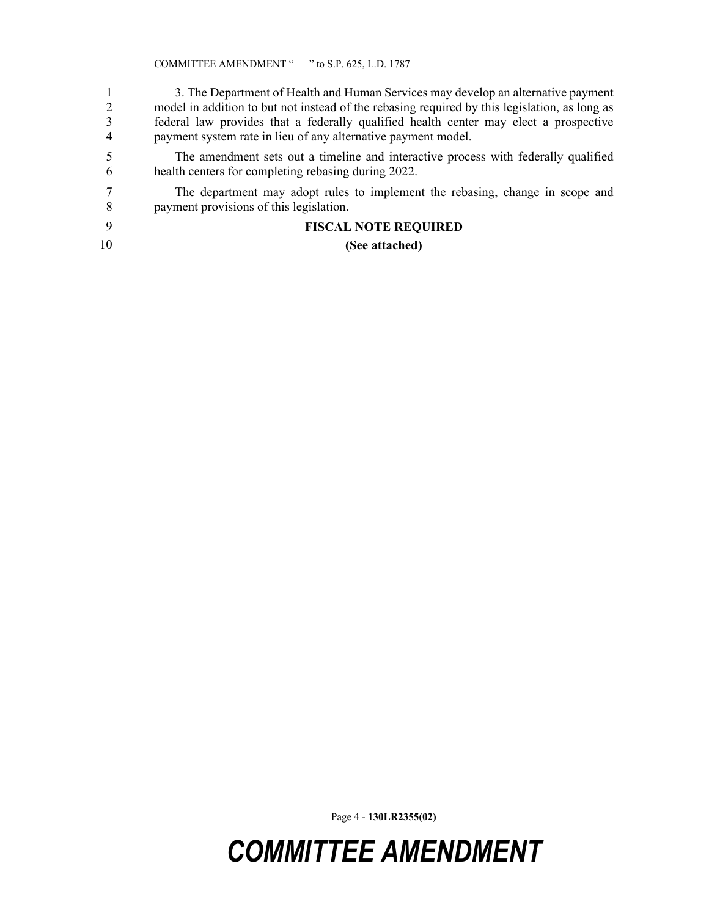3. The Department of Health and Human Services may develop an alternative payment model in addition to but not instead of the rebasing required by this legislation, as long as federal law provides that a federally qualified health center may elect a prospective payment system rate in lieu of any alternative payment model.

The amendment sets out a timeline and interactive process with federally qualified health centers for completing rebasing during 2022.

The department may adopt rules to implement the rebasing, change in scope and payment provisions of this legislation.

**FISCAL NOTE REQUIRED**

**(See attached)**